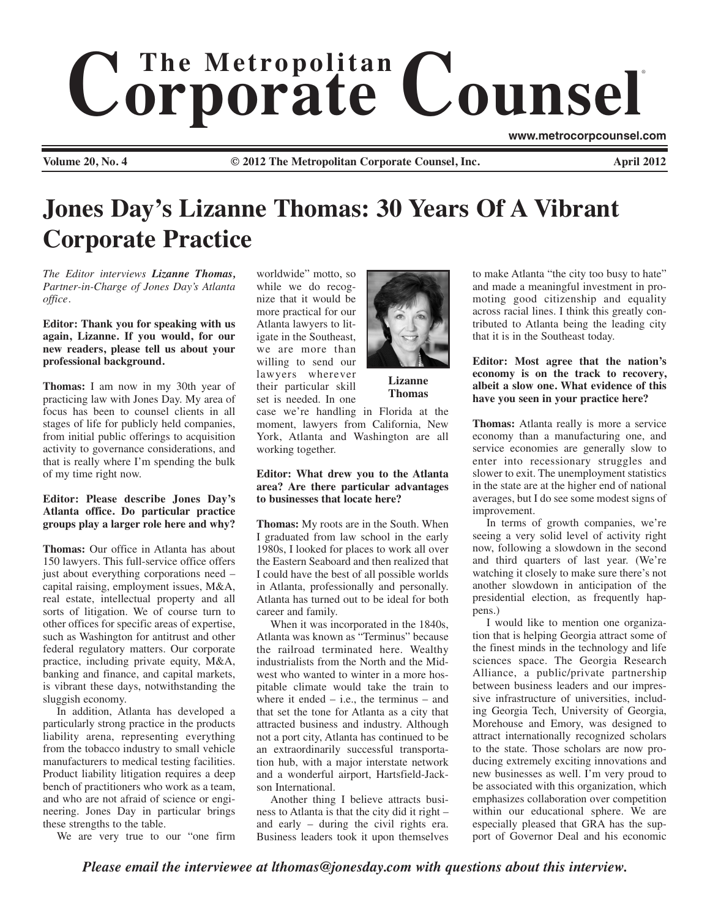# The Metropolitan Corporate Counsel

www.metrocorpcounsel.com

Volume 20, No. 4 © 2012 The Metropolitan Corporate Counsel, Inc. April 2012

## Jones Day's Lizanne Thomas: 30 Years Of A Vibrant Corporate Practice

*The Editor interviews* ***Lizanne Thomas,*** *Partner-in-Charge of Jones Day's Atlanta office.*

**Editor: Thank you for speaking with us again, Lizanne. If you would, for our new readers, please tell us about your professional background.**

**Thomas:** I am now in my 30th year of practicing law with Jones Day. My area of focus has been to counsel clients in all stages of life for publicly held companies, from initial public offerings to acquisition activity to governance considerations, and that is really where I'm spending the bulk of my time right now.

**Editor: Please describe Jones Day's Atlanta office. Do particular practice groups play a larger role here and why?**

**Thomas:** Our office in Atlanta has about 150 lawyers. This full-service office offers just about everything corporations need – capital raising, employment issues, M&A, real estate, intellectual property and all sorts of litigation. We of course turn to other offices for specific areas of expertise, such as Washington for antitrust and other federal regulatory matters. Our corporate practice, including private equity, M&A, banking and finance, and capital markets, is vibrant these days, notwithstanding the sluggish economy.

In addition, Atlanta has developed a particularly strong practice in the products liability arena, representing everything from the tobacco industry to small vehicle manufacturers to medical testing facilities. Product liability litigation requires a deep bench of practitioners who work as a team, and who are not afraid of science or engineering. Jones Day in particular brings these strengths to the table.

We are very true to our "one firm worldwide" motto, so while we do recognize that it would be more practical for our Atlanta lawyers to litigate in the Southeast, we are more than willing to send our lawyers wherever their particular skill set is needed. In one case we're handling in Florida at the moment, lawyers from California, New York, Atlanta and Washington are all working together.

Lizanne Thomas

**Editor: What drew you to the Atlanta area? Are there particular advantages to businesses that locate here?**

**Thomas:** My roots are in the South. When I graduated from law school in the early 1980s, I looked for places to work all over the Eastern Seaboard and then realized that I could have the best of all possible worlds in Atlanta, professionally and personally. Atlanta has turned out to be ideal for both career and family.

When it was incorporated in the 1840s, Atlanta was known as "Terminus" because the railroad terminated here. Wealthy industrialists from the North and the Midwest who wanted to winter in a more hospitable climate would take the train to where it ended – i.e., the terminus – and that set the tone for Atlanta as a city that attracted business and industry. Although not a port city, Atlanta has continued to be an extraordinarily successful transportation hub, with a major interstate network and a wonderful airport, Hartsfield-Jackson International.

Another thing I believe attracts business to Atlanta is that the city did it right – and early – during the civil rights era. Business leaders took it upon themselves to make Atlanta "the city too busy to hate" and made a meaningful investment in promoting good citizenship and equality across racial lines. I think this greatly contributed to Atlanta being the leading city that it is in the Southeast today.

**Editor: Most agree that the nation's economy is on the track to recovery, albeit a slow one. What evidence of this have you seen in your practice here?**

**Thomas:** Atlanta really is more a service economy than a manufacturing one, and service economies are generally slow to enter into recessionary struggles and slower to exit. The unemployment statistics in the state are at the higher end of national averages, but I do see some modest signs of improvement.

In terms of growth companies, we're seeing a very solid level of activity right now, following a slowdown in the second and third quarters of last year. (We're watching it closely to make sure there's not another slowdown in anticipation of the presidential election, as frequently happens.)

I would like to mention one organization that is helping Georgia attract some of the finest minds in the technology and life sciences space. The Georgia Research Alliance, a public/private partnership between business leaders and our impressive infrastructure of universities, including Georgia Tech, University of Georgia, Morehouse and Emory, was designed to attract internationally recognized scholars to the state. Those scholars are now producing extremely exciting innovations and new businesses as well. I'm very proud to be associated with this organization, which emphasizes collaboration over competition within our educational sphere. We are especially pleased that GRA has the support of Governor Deal and his economic

*Please email the interviewee at lthomas@jonesday.com with questions about this interview.*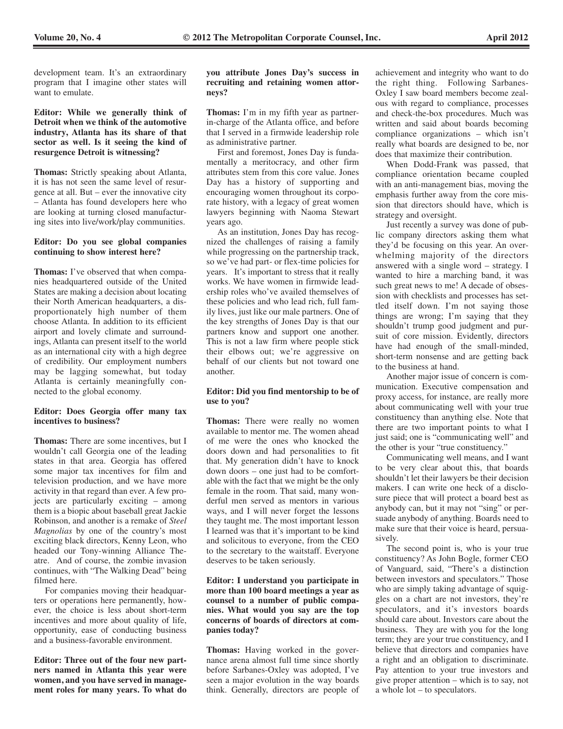development team. It's an extraordinary program that I imagine other states will want to emulate.

**Editor: While we generally think of Detroit when we think of the automotive industry, Atlanta has its share of that sector as well. Is it seeing the kind of resurgence Detroit is witnessing?**

**Thomas:** Strictly speaking about Atlanta, it is has not seen the same level of resurgence at all. But – ever the innovative city – Atlanta has found developers here who are looking at turning closed manufacturing sites into live/work/play communities.

**Editor: Do you see global companies continuing to show interest here?**

**Thomas:** I've observed that when companies headquartered outside of the United States are making a decision about locating their North American headquarters, a disproportionately high number of them choose Atlanta. In addition to its efficient airport and lovely climate and surroundings, Atlanta can present itself to the world as an international city with a high degree of credibility. Our employment numbers may be lagging somewhat, but today Atlanta is certainly meaningfully connected to the global economy.

**Editor: Does Georgia offer many tax incentives to business?**

**Thomas:** There are some incentives, but I wouldn't call Georgia one of the leading states in that area. Georgia has offered some major tax incentives for film and television production, and we have more activity in that regard than ever. A few projects are particularly exciting – among them is a biopic about baseball great Jackie Robinson, and another is a remake of *Steel Magnolias* by one of the country's most exciting black directors, Kenny Leon, who headed our Tony-winning Alliance Theatre. And of course, the zombie invasion continues, with "The Walking Dead" being filmed here.

For companies moving their headquarters or operations here permanently, however, the choice is less about short-term incentives and more about quality of life, opportunity, ease of conducting business and a business-favorable environment.

**Editor: Three out of the four new partners named in Atlanta this year were women, and you have served in management roles for many years. To what do you attribute Jones Day's success in recruiting and retaining women attorneys?**

**Thomas:** I'm in my fifth year as partner-in-charge of the Atlanta office, and before that I served in a firmwide leadership role as administrative partner.

First and foremost, Jones Day is fundamentally a meritocracy, and other firm attributes stem from this core value. Jones Day has a history of supporting and encouraging women throughout its corporate history, with a legacy of great women lawyers beginning with Naoma Stewart years ago.

As an institution, Jones Day has recognized the challenges of raising a family while progressing on the partnership track, so we've had part- or flex-time policies for years. It's important to stress that it really works. We have women in firmwide leadership roles who've availed themselves of these policies and who lead rich, full family lives, just like our male partners. One of the key strengths of Jones Day is that our partners know and support one another. This is not a law firm where people stick their elbows out; we're aggressive on behalf of our clients but not toward one another.

**Editor: Did you find mentorship to be of use to you?**

**Thomas:** There were really no women available to mentor me. The women ahead of me were the ones who knocked the doors down and had personalities to fit that. My generation didn't have to knock down doors – one just had to be comfortable with the fact that we might be the only female in the room. That said, many wonderful men served as mentors in various ways, and I will never forget the lessons they taught me. The most important lesson I learned was that it's important to be kind and solicitous to everyone, from the CEO to the secretary to the waitstaff. Everyone deserves to be taken seriously.

**Editor: I understand you participate in more than 100 board meetings a year as counsel to a number of public companies. What would you say are the top concerns of boards of directors at companies today?**

**Thomas:** Having worked in the governance arena almost full time since shortly before Sarbanes-Oxley was adopted, I've seen a major evolution in the way boards think. Generally, directors are people of achievement and integrity who want to do the right thing. Following Sarbanes-Oxley I saw board members become zealous with regard to compliance, processes and check-the-box procedures. Much was written and said about boards becoming compliance organizations – which isn't really what boards are designed to be, nor does that maximize their contribution.

When Dodd-Frank was passed, that compliance orientation became coupled with an anti-management bias, moving the emphasis further away from the core mission that directors should have, which is strategy and oversight.

Just recently a survey was done of public company directors asking them what they'd be focusing on this year. An overwhelming majority of the directors answered with a single word – strategy. I wanted to hire a marching band, it was such great news to me! A decade of obsession with checklists and processes has settled itself down. I'm not saying those things are wrong; I'm saying that they shouldn't trump good judgment and pursuit of core mission. Evidently, directors have had enough of the small-minded, short-term nonsense and are getting back to the business at hand.

Another major issue of concern is communication. Executive compensation and proxy access, for instance, are really more about communicating well with your true constituency than anything else. Note that there are two important points to what I just said; one is "communicating well" and the other is your "true constituency."

Communicating well means, and I want to be very clear about this, that boards shouldn't let their lawyers be their decision makers. I can write one heck of a disclosure piece that will protect a board best as anybody can, but it may not "sing" or persuade anybody of anything. Boards need to make sure that their voice is heard, persuasively.

The second point is, who is your true constituency? As John Bogle, former CEO of Vanguard, said, "There's a distinction between investors and speculators." Those who are simply taking advantage of squiggles on a chart are not investors, they're speculators, and it's investors boards should care about. Investors care about the business. They are with you for the long term; they are your true constituency, and I believe that directors and companies have a right and an obligation to discriminate. Pay attention to your true investors and give proper attention – which is to say, not a whole lot – to speculators.